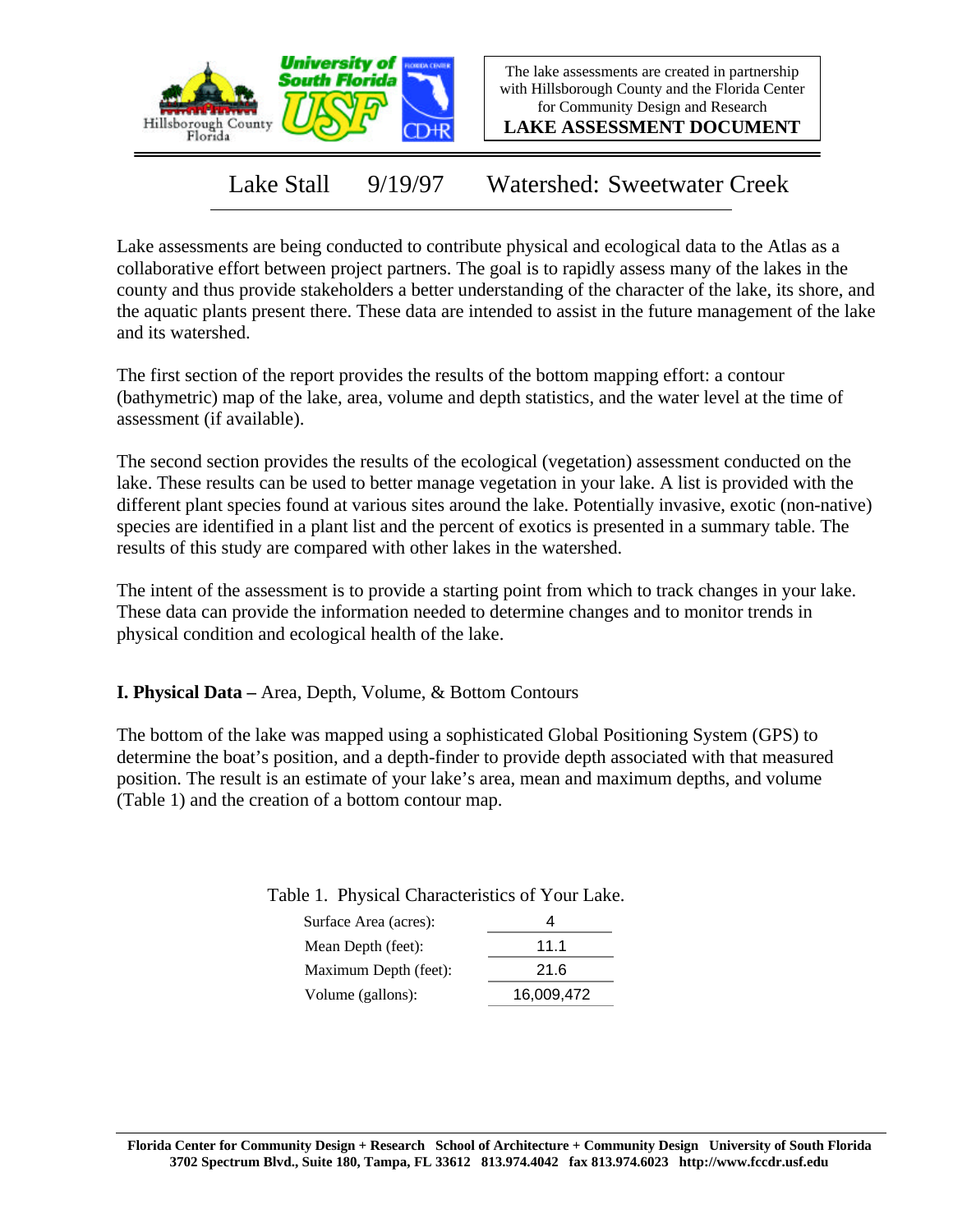The lake assessments are created in partnership with Hillsborough County and the Florida Center for Community Design and Research

**LAKE ASSESSMENT DOCUMENT**

# Lake Stall 9/19/97 Watershed: Sweetwater Creek

Lake assessments are being conducted to contribute physical and ecological data to the Atlas as a collaborative effort between project partners. The goal is to rapidly assess many of the lakes in the county and thus provide stakeholders a better understanding of the character of the lake, its shore, and the aquatic plants present there. These data are intended to assist in the future management of the lake and its watershed.

The first section of the report provides the results of the bottom mapping effort: a contour (bathymetric) map of the lake, area, volume and depth statistics, and the water level at the time of assessment (if available).

The second section provides the results of the ecological (vegetation) assessment conducted on the lake. These results can be used to better manage vegetation in your lake. A list is provided with the different plant species found at various sites around the lake. Potentially invasive, exotic (non-native) species are identified in a plant list and the percent of exotics is presented in a summary table. The results of this study are compared with other lakes in the watershed.

The intent of the assessment is to provide a starting point from which to track changes in your lake. These data can provide the information needed to determine changes and to monitor trends in physical condition and ecological health of the lake.

## I. Physical Data – Area, Depth, Volume, & Bottom Contours

The bottom of the lake was mapped using a sophisticated Global Positioning System (GPS) to determine the boat's position, and a depth-finder to provide depth associated with that measured position. The result is an estimate of your lake's area, mean and maximum depths, and volume (Table 1) and the creation of a bottom contour map.

Table 1. Physical Characteristics of Your Lake.

| | |
|---|---|
| Surface Area (acres): | 4 |
| Mean Depth (feet): | 11.1 |
| Maximum Depth (feet): | 21.6 |
| Volume (gallons): | 16,009,472 |

**Florida Center for Community Design + Research School of Architecture + Community Design University of South Florida**
**3702 Spectrum Blvd., Suite 180, Tampa, FL 33612 813.974.4042 fax 813.974.6023 http://www.fccdr.usf.edu**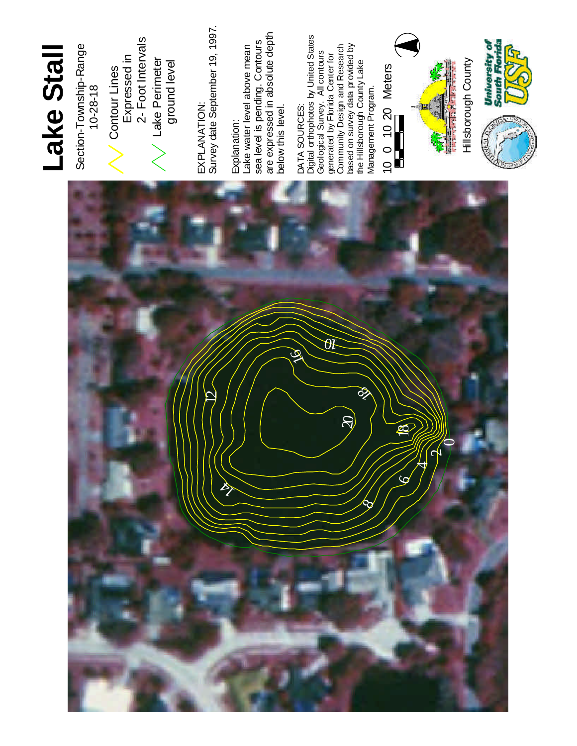# Lake Stall

Section-Township-Range
10-28-18

Contour Lines
Expressed in
2- Foot Intervals

Lake Perimeter
ground level

EXPLANATION:
Survey date September 19, 1997.

Explanation:
Lake water level above mean sea level is pending. Contours are expressed in absolute depth below this level.

DATA SOURCES:
Digital orthophotos by United States Geological Survey. All contours generated by Florida Center for Community Design and Research based on survey data provided by the Hillsborough County Lake Management Program.

10 0 10 20 Meters

Hillsborough County

University of South Florida USF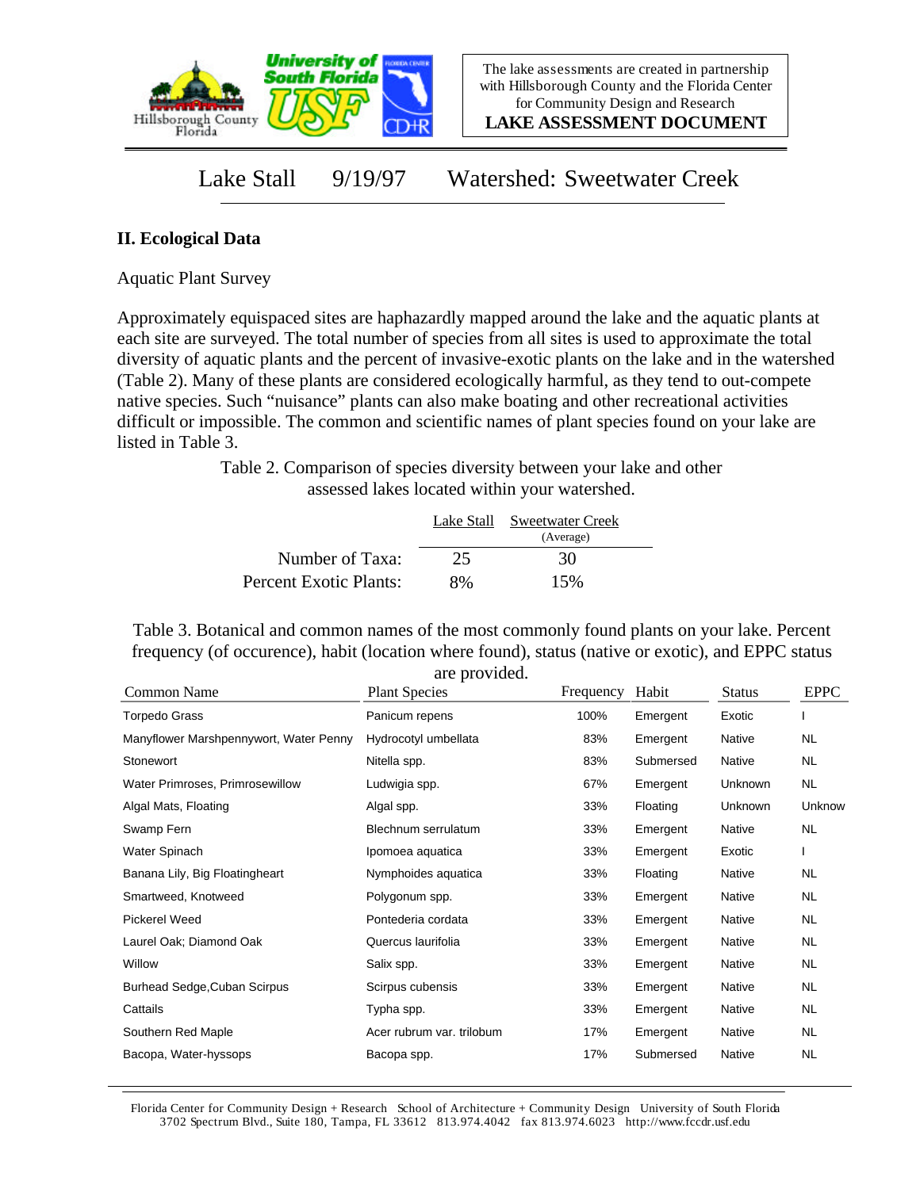The lake assessments are created in partnership with Hillsborough County and the Florida Center for Community Design and Research

**LAKE ASSESSMENT DOCUMENT**

# Lake Stall 9/19/97 Watershed: Sweetwater Creek

## II. Ecological Data

Aquatic Plant Survey

Approximately equispaced sites are haphazardly mapped around the lake and the aquatic plants at each site are surveyed. The total number of species from all sites is used to approximate the total diversity of aquatic plants and the percent of invasive-exotic plants on the lake and in the watershed (Table 2). Many of these plants are considered ecologically harmful, as they tend to out-compete native species. Such "nuisance" plants can also make boating and other recreational activities difficult or impossible. The common and scientific names of plant species found on your lake are listed in Table 3.

Table 2. Comparison of species diversity between your lake and other assessed lakes located within your watershed.

| | Lake Stall | Sweetwater Creek (Average) |
|---|---|---|
| Number of Taxa: | 25 | 30 |
| Percent Exotic Plants: | 8% | 15% |

Table 3. Botanical and common names of the most commonly found plants on your lake. Percent frequency (of occurence), habit (location where found), status (native or exotic), and EPPC status are provided.

| Common Name | Plant Species | Frequency | Habit | Status | EPPC |
|---|---|---|---|---|---|
| Torpedo Grass | Panicum repens | 100% | Emergent | Exotic | I |
| Manyflower Marshpennywort, Water Penny | Hydrocotyl umbellata | 83% | Emergent | Native | NL |
| Stonewort | Nitella spp. | 83% | Submersed | Native | NL |
| Water Primroses, Primrosewillow | Ludwigia spp. | 67% | Emergent | Unknown | NL |
| Algal Mats, Floating | Algal spp. | 33% | Floating | Unknown | Unknow |
| Swamp Fern | Blechnum serrulatum | 33% | Emergent | Native | NL |
| Water Spinach | Ipomoea aquatica | 33% | Emergent | Exotic | I |
| Banana Lily, Big Floatingheart | Nymphoides aquatica | 33% | Floating | Native | NL |
| Smartweed, Knotweed | Polygonum spp. | 33% | Emergent | Native | NL |
| Pickerel Weed | Pontederia cordata | 33% | Emergent | Native | NL |
| Laurel Oak; Diamond Oak | Quercus laurifolia | 33% | Emergent | Native | NL |
| Willow | Salix spp. | 33% | Emergent | Native | NL |
| Burhead Sedge,Cuban Scirpus | Scirpus cubensis | 33% | Emergent | Native | NL |
| Cattails | Typha spp. | 33% | Emergent | Native | NL |
| Southern Red Maple | Acer rubrum var. trilobum | 17% | Emergent | Native | NL |
| Bacopa, Water-hyssops | Bacopa spp. | 17% | Submersed | Native | NL |

Florida Center for Community Design + Research School of Architecture + Community Design University of South Florida
3702 Spectrum Blvd., Suite 180, Tampa, FL 33612 813.974.4042 fax 813.974.6023 http://www.fccdr.usf.edu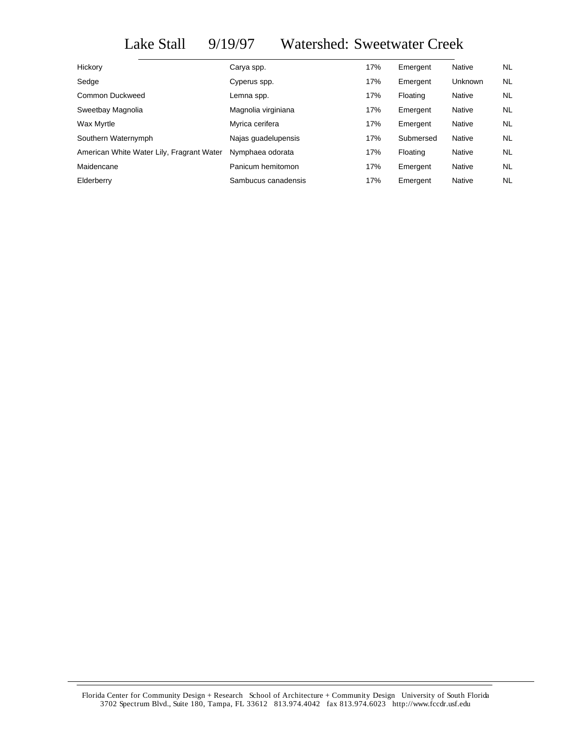# Lake Stall 9/19/97 Watershed: Sweetwater Creek

| | | | | | |
|---|---|---|---|---|---|
| Hickory | Carya spp. | 17% | Emergent | Native | NL |
| Sedge | Cyperus spp. | 17% | Emergent | Unknown | NL |
| Common Duckweed | Lemna spp. | 17% | Floating | Native | NL |
| Sweetbay Magnolia | Magnolia virginiana | 17% | Emergent | Native | NL |
| Wax Myrtle | Myrica cerifera | 17% | Emergent | Native | NL |
| Southern Waternymph | Najas guadelupensis | 17% | Submersed | Native | NL |
| American White Water Lily, Fragrant Water | Nymphaea odorata | 17% | Floating | Native | NL |
| Maidencane | Panicum hemitomon | 17% | Emergent | Native | NL |
| Elderberry | Sambucus canadensis | 17% | Emergent | Native | NL |

Florida Center for Community Design + Research School of Architecture + Community Design University of South Florida
3702 Spectrum Blvd., Suite 180, Tampa, FL 33612 813.974.4042 fax 813.974.6023 http://www.fccdr.usf.edu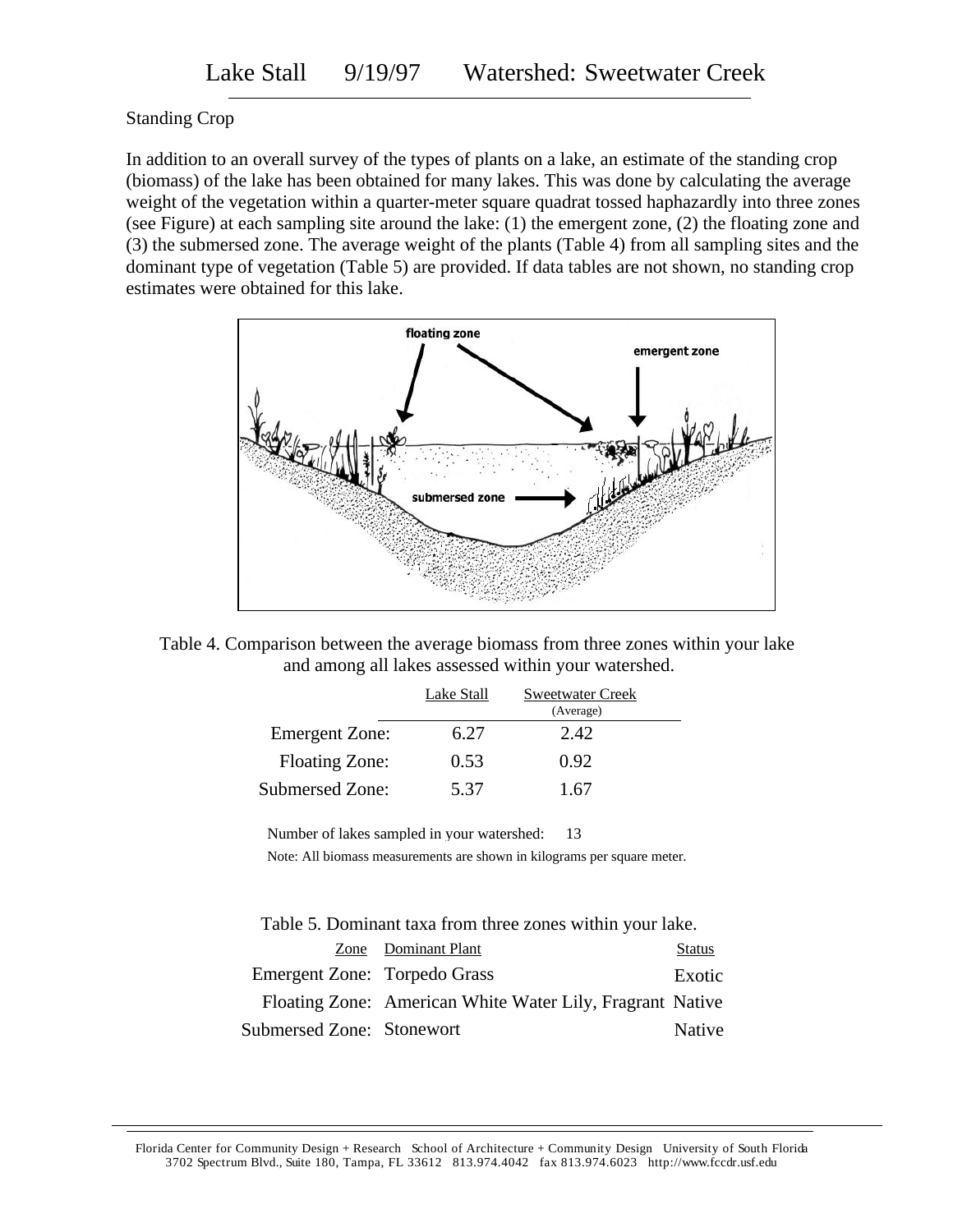Lake Stall 9/19/97 Watershed: Sweetwater Creek

Standing Crop

In addition to an overall survey of the types of plants on a lake, an estimate of the standing crop (biomass) of the lake has been obtained for many lakes. This was done by calculating the average weight of the vegetation within a quarter-meter square quadrat tossed haphazardly into three zones (see Figure) at each sampling site around the lake: (1) the emergent zone, (2) the floating zone and (3) the submersed zone. The average weight of the plants (Table 4) from all sampling sites and the dominant type of vegetation (Table 5) are provided. If data tables are not shown, no standing crop estimates were obtained for this lake.

floating zone

emergent zone

submersed zone

Table 4. Comparison between the average biomass from three zones within your lake and among all lakes assessed within your watershed.

| | Lake Stall | Sweetwater Creek (Average) |
|---|---|---|
| Emergent Zone: | 6.27 | 2.42 |
| Floating Zone: | 0.53 | 0.92 |
| Submersed Zone: | 5.37 | 1.67 |

Number of lakes sampled in your watershed: 13

Note: All biomass measurements are shown in kilograms per square meter.

Table 5. Dominant taxa from three zones within your lake.

| Zone | Dominant Plant | Status |
|---|---|---|
| Emergent Zone: | Torpedo Grass | Exotic |
| Floating Zone: | American White Water Lily, Fragrant | Native |
| Submersed Zone: | Stonewort | Native |

Florida Center for Community Design + Research School of Architecture + Community Design University of South Florida 3702 Spectrum Blvd., Suite 180, Tampa, FL 33612 813.974.4042 fax 813.974.6023 http://www.fccdr.usf.edu